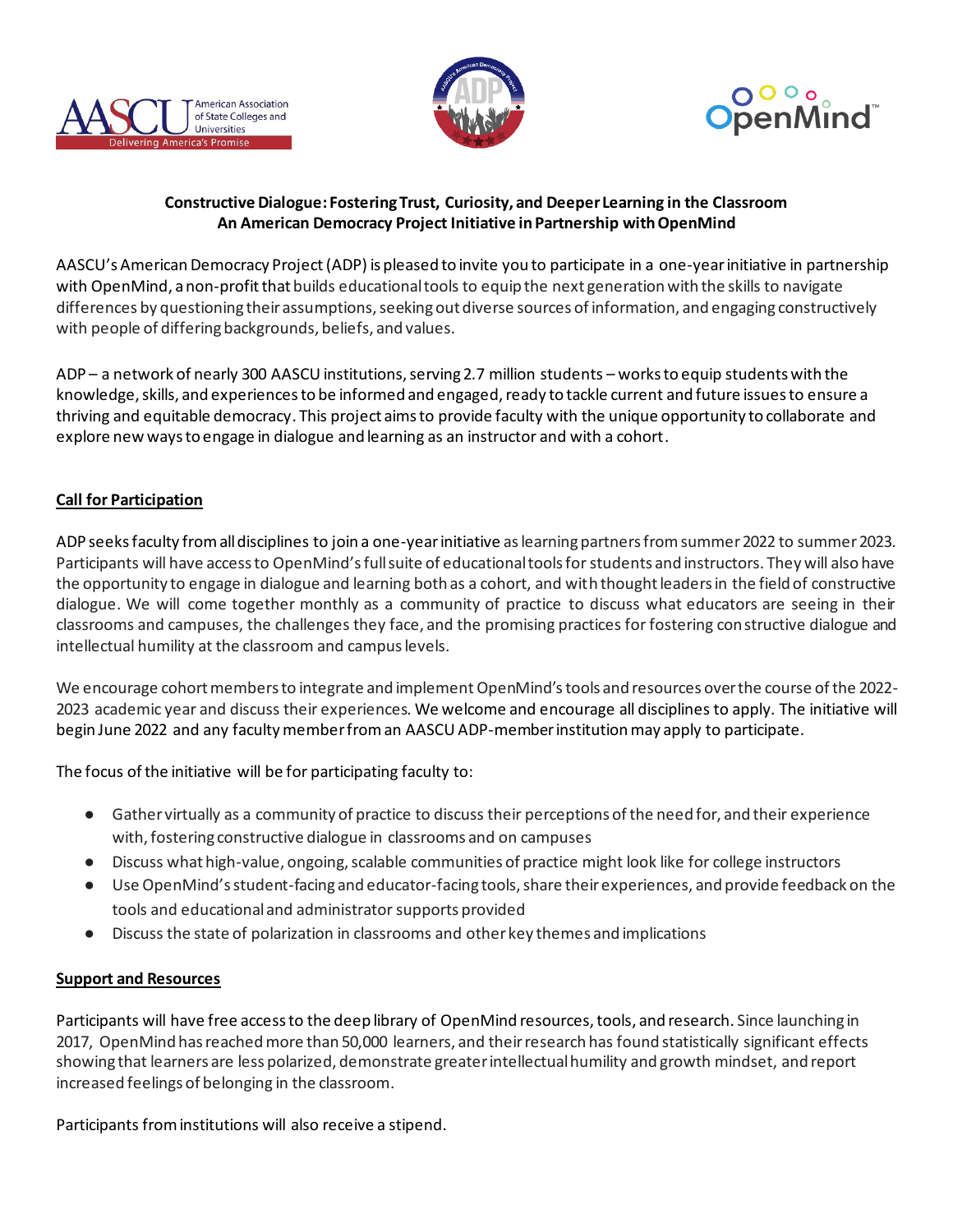**Constructive Dialogue: Fostering Trust, Curiosity, and Deeper Learning in the Classroom**
**An American Democracy Project Initiative in Partnership with OpenMind**

AASCU's American Democracy Project (ADP) is pleased to invite you to participate in a one-year initiative in partnership with OpenMind, a non-profit that builds educational tools to equip the next generation with the skills to navigate differences by questioning their assumptions, seeking out diverse sources of information, and engaging constructively with people of differing backgrounds, beliefs, and values.

ADP – a network of nearly 300 AASCU institutions, serving 2.7 million students – works to equip students with the knowledge, skills, and experiences to be informed and engaged, ready to tackle current and future issues to ensure a thriving and equitable democracy. This project aims to provide faculty with the unique opportunity to collaborate and explore new ways to engage in dialogue and learning as an instructor and with a cohort.

## <u>Call for Participation</u>

ADP seeks faculty from all disciplines to join a one-year initiative as learning partners from summer 2022 to summer 2023. Participants will have access to OpenMind's full suite of educational tools for students and instructors. They will also have the opportunity to engage in dialogue and learning both as a cohort, and with thought leaders in the field of constructive dialogue. We will come together monthly as a community of practice to discuss what educators are seeing in their classrooms and campuses, the challenges they face, and the promising practices for fostering constructive dialogue and intellectual humility at the classroom and campus levels.

We encourage cohort members to integrate and implement OpenMind's tools and resources over the course of the 2022-2023 academic year and discuss their experiences. We welcome and encourage all disciplines to apply. The initiative will begin June 2022 and any faculty member from an AASCU ADP-member institution may apply to participate.

The focus of the initiative will be for participating faculty to:

- Gather virtually as a community of practice to discuss their perceptions of the need for, and their experience with, fostering constructive dialogue in classrooms and on campuses
- Discuss what high-value, ongoing, scalable communities of practice might look like for college instructors
- Use OpenMind's student-facing and educator-facing tools, share their experiences, and provide feedback on the tools and educational and administrator supports provided
- Discuss the state of polarization in classrooms and other key themes and implications

## <u>Support and Resources</u>

Participants will have free access to the deep library of OpenMind resources, tools, and research. Since launching in 2017, OpenMind has reached more than 50,000 learners, and their research has found statistically significant effects showing that learners are less polarized, demonstrate greater intellectual humility and growth mindset, and report increased feelings of belonging in the classroom.

Participants from institutions will also receive a stipend.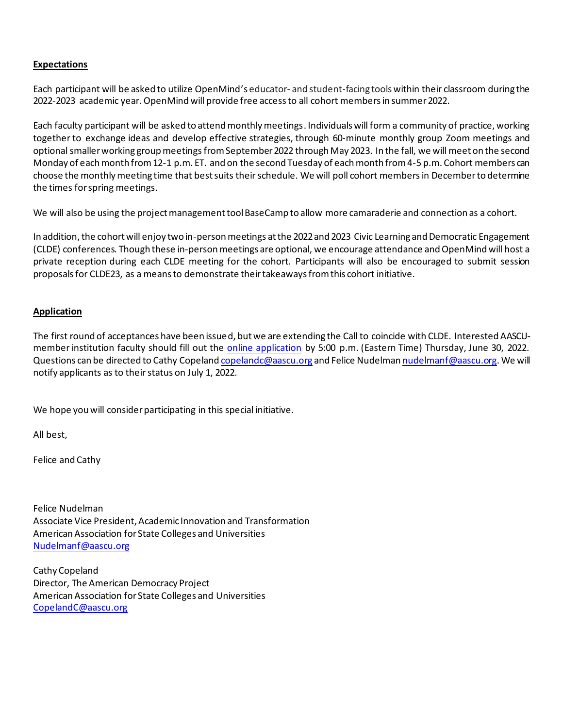**Expectations**

Each participant will be asked to utilize OpenMind's educator- and student-facing tools within their classroom during the 2022-2023 academic year. OpenMind will provide free access to all cohort members in summer 2022.

Each faculty participant will be asked to attend monthly meetings. Individuals will form a community of practice, working together to exchange ideas and develop effective strategies, through 60-minute monthly group Zoom meetings and optional smaller working group meetings from September 2022 through May 2023. In the fall, we will meet on the second Monday of each month from 12-1 p.m. ET. and on the second Tuesday of each month from 4-5 p.m. Cohort members can choose the monthly meeting time that best suits their schedule. We will poll cohort members in December to determine the times for spring meetings.

We will also be using the project management tool BaseCamp to allow more camaraderie and connection as a cohort.

In addition, the cohort will enjoy two in-person meetings at the 2022 and 2023 Civic Learning and Democratic Engagement (CLDE) conferences. Though these in-person meetings are optional, we encourage attendance and OpenMind will host a private reception during each CLDE meeting for the cohort. Participants will also be encouraged to submit session proposals for CLDE23, as a means to demonstrate their takeaways from this cohort initiative.

**Application**

The first round of acceptances have been issued, but we are extending the Call to coincide with CLDE. Interested AASCU-member institution faculty should fill out the online application by 5:00 p.m. (Eastern Time) Thursday, June 30, 2022. Questions can be directed to Cathy Copeland copelandc@aascu.org and Felice Nudelman nudelmanf@aascu.org. We will notify applicants as to their status on July 1, 2022.

We hope you will consider participating in this special initiative.

All best,

Felice and Cathy

Felice Nudelman
Associate Vice President, Academic Innovation and Transformation
American Association for State Colleges and Universities
Nudelmanf@aascu.org

Cathy Copeland
Director, The American Democracy Project
American Association for State Colleges and Universities
CopelandC@aascu.org